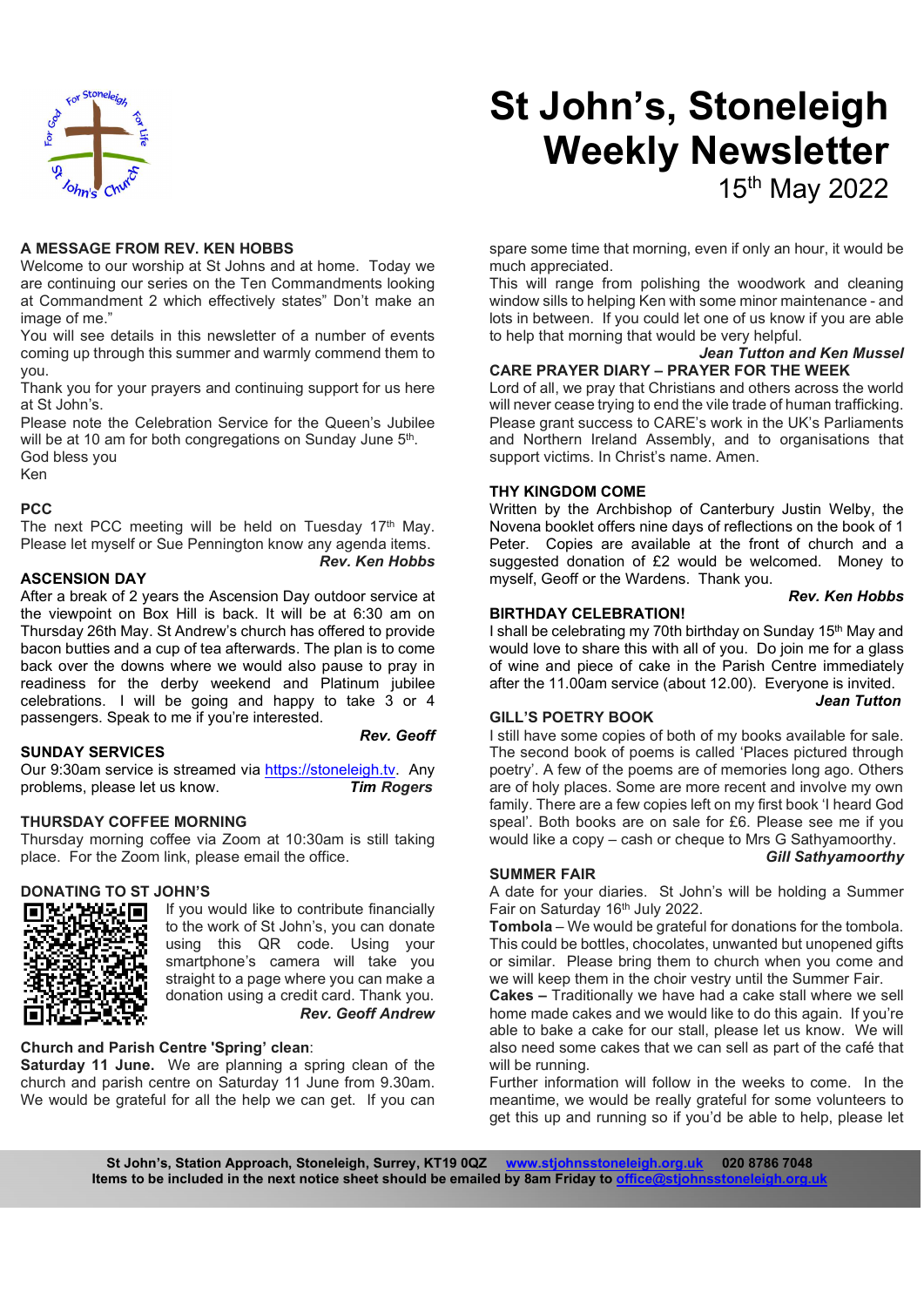# St John's, Stoneleigh Weekly Newsletter

15th May 2022

## A MESSAGE FROM REV. KEN HOBBS

Welcome to our worship at St Johns and at home. Today we are continuing our series on the Ten Commandments looking at Commandment 2 which effectively states" Don't make an image of me."

You will see details in this newsletter of a number of events coming up through this summer and warmly commend them to you.

Thank you for your prayers and continuing support for us here at St John's.

Please note the Celebration Service for the Queen's Jubilee will be at 10 am for both congregations on Sunday June 5th.

God bless you

Ken

## PCC

The next PCC meeting will be held on Tuesday 17th May. Please let myself or Sue Pennington know any agenda items.

***Rev. Ken Hobbs***

## ASCENSION DAY

After a break of 2 years the Ascension Day outdoor service at the viewpoint on Box Hill is back. It will be at 6:30 am on Thursday 26th May. St Andrew's church has offered to provide bacon butties and a cup of tea afterwards. The plan is to come back over the downs where we would also pause to pray in readiness for the derby weekend and Platinum jubilee celebrations. I will be going and happy to take 3 or 4 passengers. Speak to me if you're interested.

***Rev. Geoff***

## SUNDAY SERVICES

Our 9:30am service is streamed via https://stoneleigh.tv. Any problems, please let us know.

***Tim Rogers***

## THURSDAY COFFEE MORNING

Thursday morning coffee via Zoom at 10:30am is still taking place. For the Zoom link, please email the office.

## DONATING TO ST JOHN'S

If you would like to contribute financially to the work of St John's, you can donate using this QR code. Using your smartphone's camera will take you straight to a page where you can make a donation using a credit card. Thank you.

***Rev. Geoff Andrew***

## Church and Parish Centre 'Spring' clean:

**Saturday 11 June.** We are planning a spring clean of the church and parish centre on Saturday 11 June from 9.30am. We would be grateful for all the help we can get. If you can spare some time that morning, even if only an hour, it would be much appreciated.

This will range from polishing the woodwork and cleaning window sills to helping Ken with some minor maintenance - and lots in between. If you could let one of us know if you are able to help that morning that would be very helpful.

***Jean Tutton and Ken Mussel***

## CARE PRAYER DIARY – PRAYER FOR THE WEEK

Lord of all, we pray that Christians and others across the world will never cease trying to end the vile trade of human trafficking. Please grant success to CARE's work in the UK's Parliaments and Northern Ireland Assembly, and to organisations that support victims. In Christ's name. Amen.

## THY KINGDOM COME

Written by the Archbishop of Canterbury Justin Welby, the Novena booklet offers nine days of reflections on the book of 1 Peter. Copies are available at the front of church and a suggested donation of £2 would be welcomed. Money to myself, Geoff or the Wardens. Thank you.

***Rev. Ken Hobbs***

## BIRTHDAY CELEBRATION!

I shall be celebrating my 70th birthday on Sunday 15th May and would love to share this with all of you. Do join me for a glass of wine and piece of cake in the Parish Centre immediately after the 11.00am service (about 12.00). Everyone is invited.

***Jean Tutton***

## GILL'S POETRY BOOK

I still have some copies of both of my books available for sale. The second book of poems is called 'Places pictured through poetry'. A few of the poems are of memories long ago. Others are of holy places. Some are more recent and involve my own family. There are a few copies left on my first book 'I heard God speal'. Both books are on sale for £6. Please see me if you would like a copy – cash or cheque to Mrs G Sathyamoorthy.

***Gill Sathyamoorthy***

## SUMMER FAIR

A date for your diaries. St John's will be holding a Summer Fair on Saturday 16th July 2022.

**Tombola** – We would be grateful for donations for the tombola. This could be bottles, chocolates, unwanted but unopened gifts or similar. Please bring them to church when you come and we will keep them in the choir vestry until the Summer Fair.

**Cakes –** Traditionally we have had a cake stall where we sell home made cakes and we would like to do this again. If you're able to bake a cake for our stall, please let us know. We will also need some cakes that we can sell as part of the café that will be running.

Further information will follow in the weeks to come. In the meantime, we would be really grateful for some volunteers to get this up and running so if you'd be able to help, please let

**St John's, Station Approach, Stoneleigh, Surrey, KT19 0QZ www.stjohnsstoneleigh.org.uk 020 8786 7048**
**Items to be included in the next notice sheet should be emailed by 8am Friday to office@stjohnsstoneleigh.org.uk**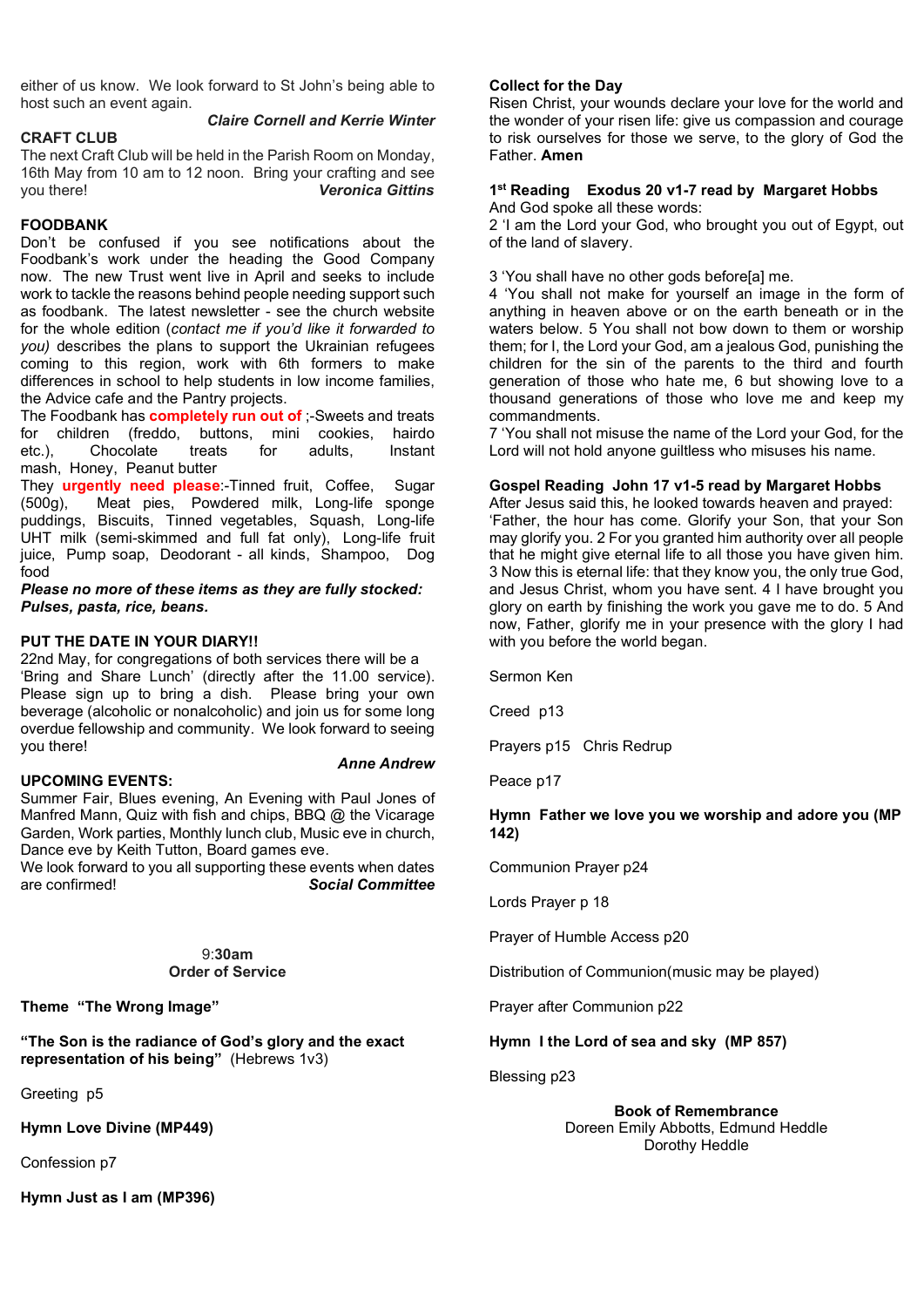either of us know. We look forward to St John's being able to host such an event again.

***Claire Cornell and Kerrie Winter***

**CRAFT CLUB**

The next Craft Club will be held in the Parish Room on Monday, 16th May from 10 am to 12 noon. Bring your crafting and see you there! ***Veronica Gittins***

**FOODBANK**

Don't be confused if you see notifications about the Foodbank's work under the heading the Good Company now. The new Trust went live in April and seeks to include work to tackle the reasons behind people needing support such as foodbank. The latest newsletter - see the church website for the whole edition (*contact me if you'd like it forwarded to you)* describes the plans to support the Ukrainian refugees coming to this region, work with 6th formers to make differences in school to help students in low income families, the Advice cafe and the Pantry projects.

The Foodbank has **completely run out of** ;-Sweets and treats for children (freddo, buttons, mini cookies, hairdo etc.), Chocolate treats for adults, Instant mash, Honey, Peanut butter

They **urgently need please**:-Tinned fruit, Coffee, Sugar (500g), Meat pies, Powdered milk, Long-life sponge puddings, Biscuits, Tinned vegetables, Squash, Long-life UHT milk (semi-skimmed and full fat only), Long-life fruit juice, Pump soap, Deodorant - all kinds, Shampoo, Dog food

***Please no more of these items as they are fully stocked: Pulses, pasta, rice, beans.***

**PUT THE DATE IN YOUR DIARY!!**

22nd May, for congregations of both services there will be a 'Bring and Share Lunch' (directly after the 11.00 service). Please sign up to bring a dish. Please bring your own beverage (alcoholic or nonalcoholic) and join us for some long overdue fellowship and community. We look forward to seeing you there!

***Anne Andrew***

**UPCOMING EVENTS:**

Summer Fair, Blues evening, An Evening with Paul Jones of Manfred Mann, Quiz with fish and chips, BBQ @ the Vicarage Garden, Work parties, Monthly lunch club, Music eve in church, Dance eve by Keith Tutton, Board games eve.

We look forward to you all supporting these events when dates are confirmed! ***Social Committee***

9:**30am**
**Order of Service**

**Theme "The Wrong Image"**

**"The Son is the radiance of God's glory and the exact representation of his being"** (Hebrews 1v3)

Greeting p5

**Hymn Love Divine (MP449)**

Confession p7

**Hymn Just as I am (MP396)**

**Collect for the Day**

Risen Christ, your wounds declare your love for the world and the wonder of your risen life: give us compassion and courage to risk ourselves for those we serve, to the glory of God the Father. **Amen**

**1st Reading Exodus 20 v1-7 read by Margaret Hobbs**

And God spoke all these words:

2 'I am the Lord your God, who brought you out of Egypt, out of the land of slavery.

3 'You shall have no other gods before[a] me.

4 'You shall not make for yourself an image in the form of anything in heaven above or on the earth beneath or in the waters below. 5 You shall not bow down to them or worship them; for I, the Lord your God, am a jealous God, punishing the children for the sin of the parents to the third and fourth generation of those who hate me, 6 but showing love to a thousand generations of those who love me and keep my commandments.

7 'You shall not misuse the name of the Lord your God, for the Lord will not hold anyone guiltless who misuses his name.

**Gospel Reading John 17 v1-5 read by Margaret Hobbs**

After Jesus said this, he looked towards heaven and prayed: 'Father, the hour has come. Glorify your Son, that your Son may glorify you. 2 For you granted him authority over all people that he might give eternal life to all those you have given him. 3 Now this is eternal life: that they know you, the only true God, and Jesus Christ, whom you have sent. 4 I have brought you glory on earth by finishing the work you gave me to do. 5 And now, Father, glorify me in your presence with the glory I had with you before the world began.

Sermon Ken

Creed p13

Prayers p15 Chris Redrup

Peace p17

**Hymn Father we love you we worship and adore you (MP 142)**

Communion Prayer p24

Lords Prayer p 18

Prayer of Humble Access p20

Distribution of Communion(music may be played)

Prayer after Communion p22

**Hymn I the Lord of sea and sky (MP 857)**

Blessing p23

**Book of Remembrance**
Doreen Emily Abbotts, Edmund Heddle
Dorothy Heddle